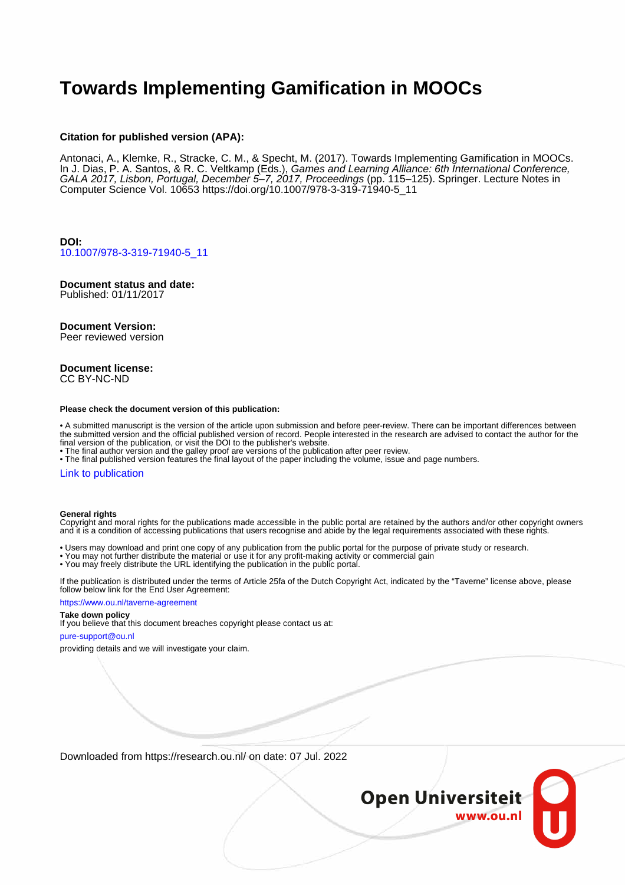# Towards Implementing Gamification in MOOCs

**Citation for published version (APA):**

Antonaci, A., Klemke, R., Stracke, C. M., & Specht, M. (2017). Towards Implementing Gamification in MOOCs. In J. Dias, P. A. Santos, & R. C. Veltkamp (Eds.), *Games and Learning Alliance: 6th International Conference, GALA 2017, Lisbon, Portugal, December 5–7, 2017, Proceedings* (pp. 115–125). Springer. Lecture Notes in Computer Science Vol. 10653 https://doi.org/10.1007/978-3-319-71940-5_11

**DOI:**
10.1007/978-3-319-71940-5_11

**Document status and date:**
Published: 01/11/2017

**Document Version:**
Peer reviewed version

**Document license:**
CC BY-NC-ND

**Please check the document version of this publication:**

• A submitted manuscript is the version of the article upon submission and before peer-review. There can be important differences between the submitted version and the official published version of record. People interested in the research are advised to contact the author for the final version of the publication, or visit the DOI to the publisher's website.
• The final author version and the galley proof are versions of the publication after peer review.
• The final published version features the final layout of the paper including the volume, issue and page numbers.

Link to publication

**General rights**
Copyright and moral rights for the publications made accessible in the public portal are retained by the authors and/or other copyright owners and it is a condition of accessing publications that users recognise and abide by the legal requirements associated with these rights.

• Users may download and print one copy of any publication from the public portal for the purpose of private study or research.
• You may not further distribute the material or use it for any profit-making activity or commercial gain
• You may freely distribute the URL identifying the publication in the public portal.

If the publication is distributed under the terms of Article 25fa of the Dutch Copyright Act, indicated by the "Taverne" license above, please follow below link for the End User Agreement:

https://www.ou.nl/taverne-agreement

**Take down policy**
If you believe that this document breaches copyright please contact us at:

pure-support@ou.nl

providing details and we will investigate your claim.

Downloaded from https://research.ou.nl/ on date: 07 Jul. 2022

Open Universiteit
www.ou.nl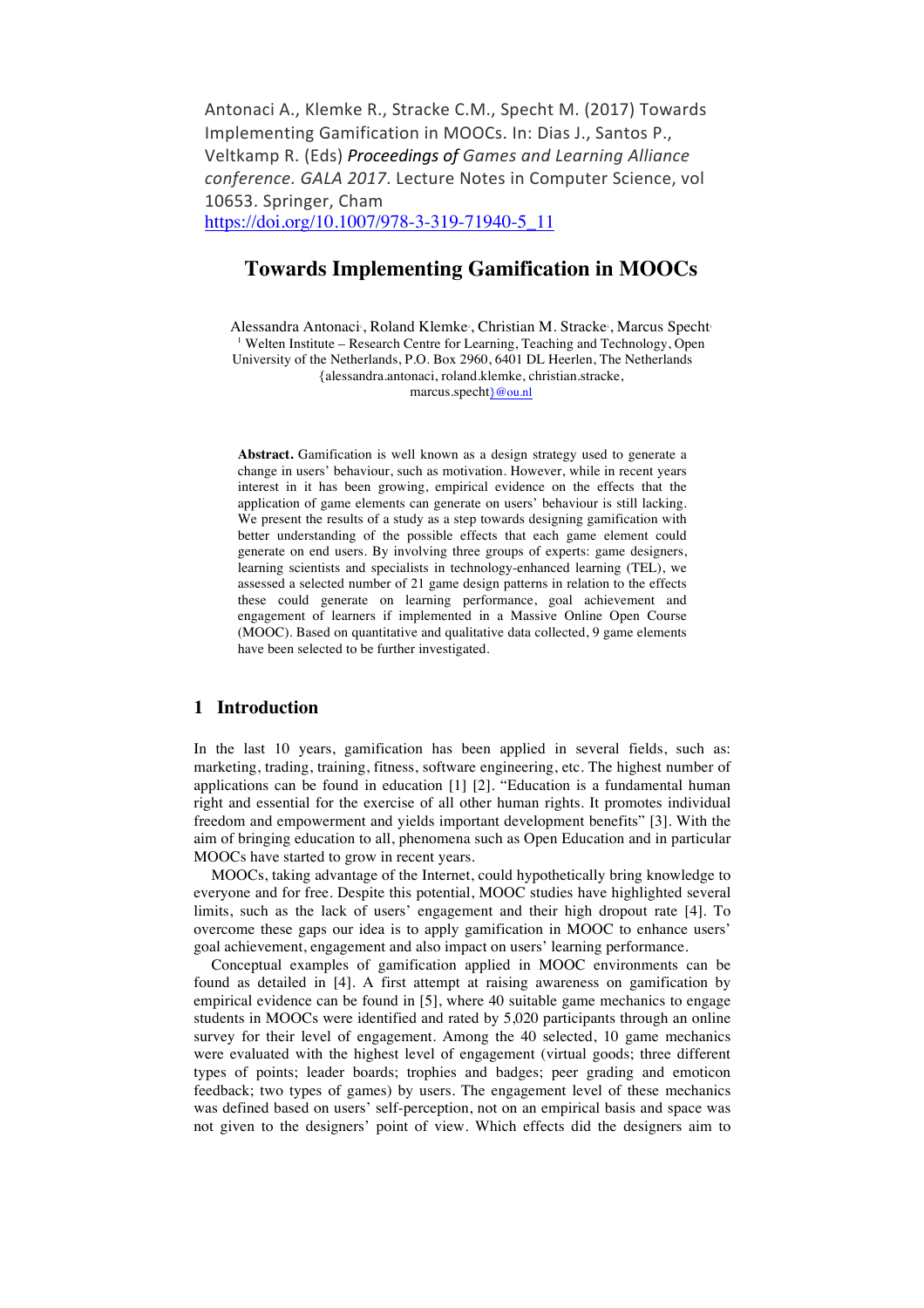Antonaci A., Klemke R., Stracke C.M., Specht M. (2017) Towards Implementing Gamification in MOOCs. In: Dias J., Santos P., Veltkamp R. (Eds) *Proceedings of Games and Learning Alliance conference. GALA 2017*. Lecture Notes in Computer Science, vol 10653. Springer, Cham
https://doi.org/10.1007/978-3-319-71940-5_11

# Towards Implementing Gamification in MOOCs

Alessandra Antonaci[1], Roland Klemke[1], Christian M. Stracke[1], Marcus Specht[1]
[1] Welten Institute – Research Centre for Learning, Teaching and Technology, Open University of the Netherlands, P.O. Box 2960, 6401 DL Heerlen, The Netherlands
{alessandra.antonaci, roland.klemke, christian.stracke, marcus.specht}@ou.nl

**Abstract.** Gamification is well known as a design strategy used to generate a change in users' behaviour, such as motivation. However, while in recent years interest in it has been growing, empirical evidence on the effects that the application of game elements can generate on users' behaviour is still lacking. We present the results of a study as a step towards designing gamification with better understanding of the possible effects that each game element could generate on end users. By involving three groups of experts: game designers, learning scientists and specialists in technology-enhanced learning (TEL), we assessed a selected number of 21 game design patterns in relation to the effects these could generate on learning performance, goal achievement and engagement of learners if implemented in a Massive Online Open Course (MOOC). Based on quantitative and qualitative data collected, 9 game elements have been selected to be further investigated.

## 1 Introduction

In the last 10 years, gamification has been applied in several fields, such as: marketing, trading, training, fitness, software engineering, etc. The highest number of applications can be found in education [1] [2]. "Education is a fundamental human right and essential for the exercise of all other human rights. It promotes individual freedom and empowerment and yields important development benefits" [3]. With the aim of bringing education to all, phenomena such as Open Education and in particular MOOCs have started to grow in recent years.

MOOCs, taking advantage of the Internet, could hypothetically bring knowledge to everyone and for free. Despite this potential, MOOC studies have highlighted several limits, such as the lack of users' engagement and their high dropout rate [4]. To overcome these gaps our idea is to apply gamification in MOOC to enhance users' goal achievement, engagement and also impact on users' learning performance.

Conceptual examples of gamification applied in MOOC environments can be found as detailed in [4]. A first attempt at raising awareness on gamification by empirical evidence can be found in [5], where 40 suitable game mechanics to engage students in MOOCs were identified and rated by 5,020 participants through an online survey for their level of engagement. Among the 40 selected, 10 game mechanics were evaluated with the highest level of engagement (virtual goods; three different types of points; leader boards; trophies and badges; peer grading and emoticon feedback; two types of games) by users. The engagement level of these mechanics was defined based on users' self-perception, not on an empirical basis and space was not given to the designers' point of view. Which effects did the designers aim to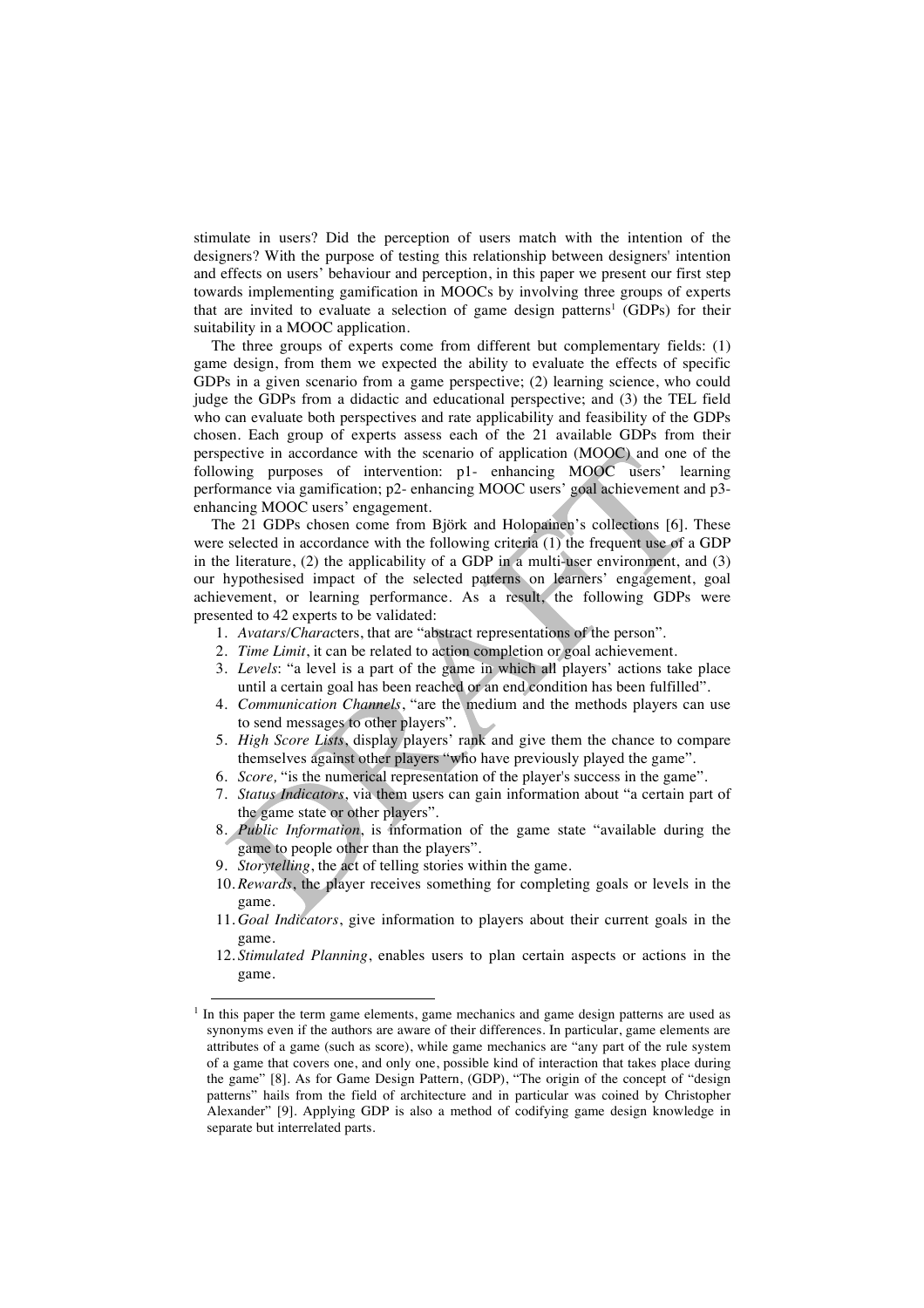stimulate in users? Did the perception of users match with the intention of the designers? With the purpose of testing this relationship between designers' intention and effects on users' behaviour and perception, in this paper we present our first step towards implementing gamification in MOOCs by involving three groups of experts that are invited to evaluate a selection of game design patterns[1] (GDPs) for their suitability in a MOOC application.

The three groups of experts come from different but complementary fields: (1) game design, from them we expected the ability to evaluate the effects of specific GDPs in a given scenario from a game perspective; (2) learning science, who could judge the GDPs from a didactic and educational perspective; and (3) the TEL field who can evaluate both perspectives and rate applicability and feasibility of the GDPs chosen. Each group of experts assess each of the 21 available GDPs from their perspective in accordance with the scenario of application (MOOC) and one of the following purposes of intervention: p1- enhancing MOOC users' learning performance via gamification; p2- enhancing MOOC users' goal achievement and p3- enhancing MOOC users' engagement.

The 21 GDPs chosen come from Björk and Holopainen's collections [6]. These were selected in accordance with the following criteria (1) the frequent use of a GDP in the literature, (2) the applicability of a GDP in a multi-user environment, and (3) our hypothesised impact of the selected patterns on learners' engagement, goal achievement, or learning performance. As a result, the following GDPs were presented to 42 experts to be validated:

1. *Avatars/Characters*, that are "abstract representations of the person".
2. *Time Limit*, it can be related to action completion or goal achievement.
3. *Levels*: "a level is a part of the game in which all players' actions take place until a certain goal has been reached or an end condition has been fulfilled".
4. *Communication Channels*, "are the medium and the methods players can use to send messages to other players".
5. *High Score Lists*, display players' rank and give them the chance to compare themselves against other players "who have previously played the game".
6. *Score,* "is the numerical representation of the player's success in the game".
7. *Status Indicators*, via them users can gain information about "a certain part of the game state or other players".
8. *Public Information*, is information of the game state "available during the game to people other than the players".
9. *Storytelling*, the act of telling stories within the game.
10. *Rewards*, the player receives something for completing goals or levels in the game.
11. *Goal Indicators*, give information to players about their current goals in the game.
12. *Stimulated Planning*, enables users to plan certain aspects or actions in the game.

---

[1] In this paper the term game elements, game mechanics and game design patterns are used as synonyms even if the authors are aware of their differences. In particular, game elements are attributes of a game (such as score), while game mechanics are "any part of the rule system of a game that covers one, and only one, possible kind of interaction that takes place during the game" [8]. As for Game Design Pattern, (GDP), "The origin of the concept of "design patterns" hails from the field of architecture and in particular was coined by Christopher Alexander" [9]. Applying GDP is also a method of codifying game design knowledge in separate but interrelated parts.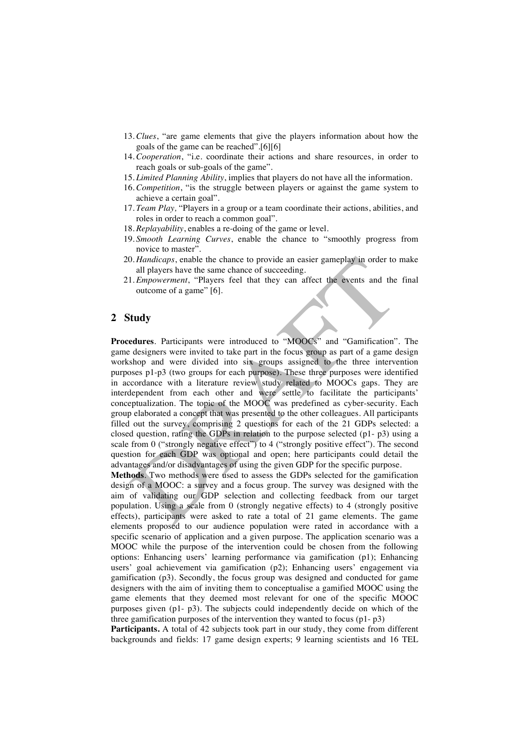13. *Clues*, "are game elements that give the players information about how the goals of the game can be reached".[6][6]
14. *Cooperation*, "i.e. coordinate their actions and share resources, in order to reach goals or sub-goals of the game".
15. *Limited Planning Ability*, implies that players do not have all the information.
16. *Competition*, "is the struggle between players or against the game system to achieve a certain goal".
17. *Team Play,* "Players in a group or a team coordinate their actions, abilities, and roles in order to reach a common goal".
18. *Replayability*, enables a re-doing of the game or level.
19. *Smooth Learning Curves*, enable the chance to "smoothly progress from novice to master".
20. *Handicaps*, enable the chance to provide an easier gameplay in order to make all players have the same chance of succeeding.
21. *Empowerment*, "Players feel that they can affect the events and the final outcome of a game" [6].

## 2 Study

**Procedures**. Participants were introduced to "MOOCs" and "Gamification". The game designers were invited to take part in the focus group as part of a game design workshop and were divided into six groups assigned to the three intervention purposes p1-p3 (two groups for each purpose). These three purposes were identified in accordance with a literature review study related to MOOCs gaps. They are interdependent from each other and were settle to facilitate the participants' conceptualization. The topic of the MOOC was predefined as cyber-security. Each group elaborated a concept that was presented to the other colleagues. All participants filled out the survey, comprising 2 questions for each of the 21 GDPs selected: a closed question, rating the GDPs in relation to the purpose selected (p1- p3) using a scale from 0 ("strongly negative effect") to 4 ("strongly positive effect"). The second question for each GDP was optional and open; here participants could detail the advantages and/or disadvantages of using the given GDP for the specific purpose.

**Methods**. Two methods were used to assess the GDPs selected for the gamification design of a MOOC: a survey and a focus group. The survey was designed with the aim of validating our GDP selection and collecting feedback from our target population. Using a scale from 0 (strongly negative effects) to 4 (strongly positive effects), participants were asked to rate a total of 21 game elements. The game elements proposed to our audience population were rated in accordance with a specific scenario of application and a given purpose. The application scenario was a MOOC while the purpose of the intervention could be chosen from the following options: Enhancing users' learning performance via gamification (p1); Enhancing users' goal achievement via gamification (p2); Enhancing users' engagement via gamification (p3). Secondly, the focus group was designed and conducted for game designers with the aim of inviting them to conceptualise a gamified MOOC using the game elements that they deemed most relevant for one of the specific MOOC purposes given (p1- p3). The subjects could independently decide on which of the three gamification purposes of the intervention they wanted to focus (p1- p3)

**Participants.** A total of 42 subjects took part in our study, they come from different backgrounds and fields: 17 game design experts; 9 learning scientists and 16 TEL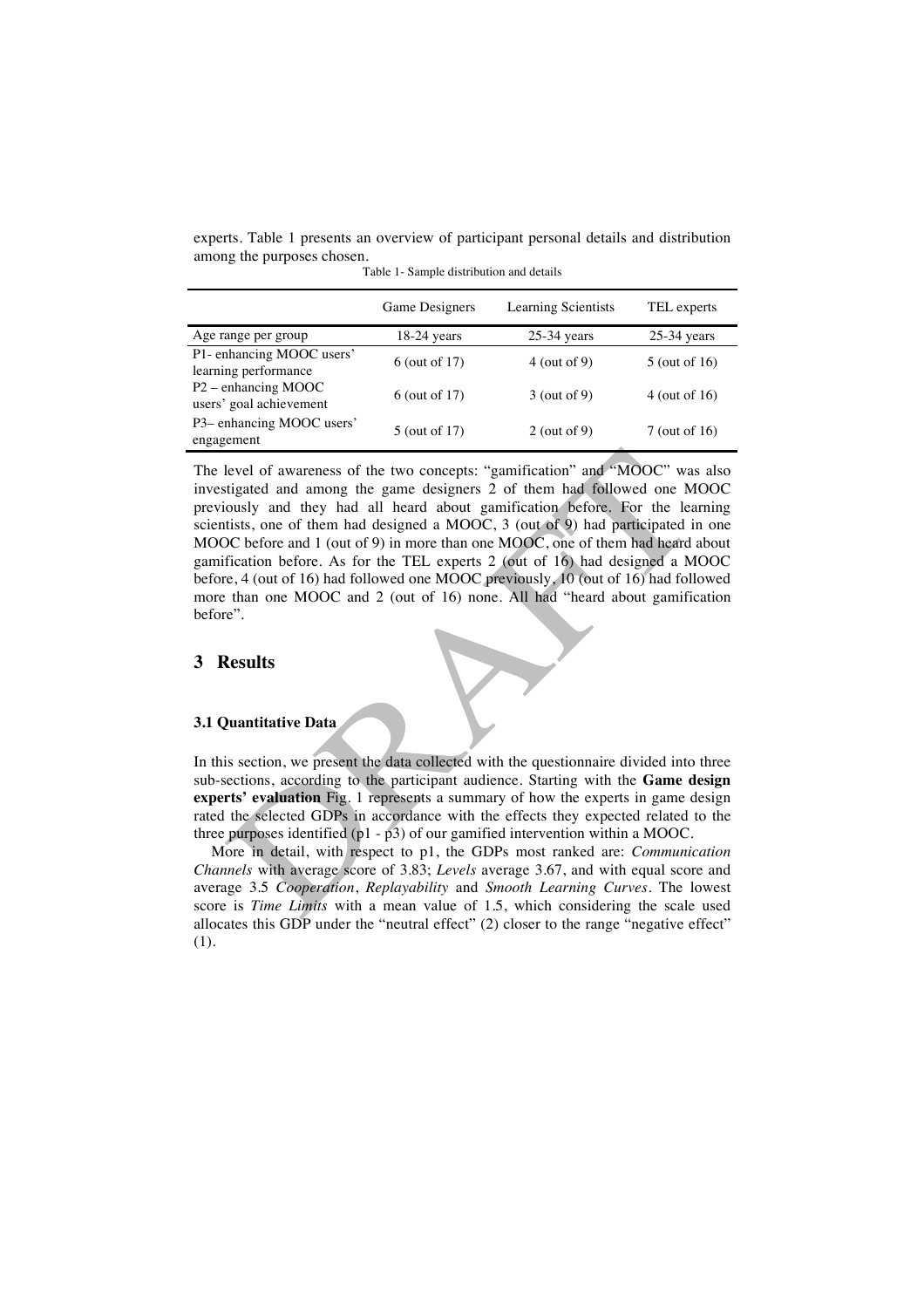experts. Table 1 presents an overview of participant personal details and distribution among the purposes chosen.

Table 1- Sample distribution and details

| | Game Designers | Learning Scientists | TEL experts |
|---|---|---|---|
| Age range per group | 18-24 years | 25-34 years | 25-34 years |
| P1- enhancing MOOC users' learning performance | 6 (out of 17) | 4 (out of 9) | 5 (out of 16) |
| P2 – enhancing MOOC users' goal achievement | 6 (out of 17) | 3 (out of 9) | 4 (out of 16) |
| P3– enhancing MOOC users' engagement | 5 (out of 17) | 2 (out of 9) | 7 (out of 16) |

The level of awareness of the two concepts: "gamification" and "MOOC" was also investigated and among the game designers 2 of them had followed one MOOC previously and they had all heard about gamification before. For the learning scientists, one of them had designed a MOOC, 3 (out of 9) had participated in one MOOC before and 1 (out of 9) in more than one MOOC, one of them had heard about gamification before. As for the TEL experts 2 (out of 16) had designed a MOOC before, 4 (out of 16) had followed one MOOC previously, 10 (out of 16) had followed more than one MOOC and 2 (out of 16) none. All had "heard about gamification before".

## 3 Results

### 3.1 Quantitative Data

In this section, we present the data collected with the questionnaire divided into three sub-sections, according to the participant audience. Starting with the **Game design experts' evaluation** Fig. 1 represents a summary of how the experts in game design rated the selected GDPs in accordance with the effects they expected related to the three purposes identified (p1 - p3) of our gamified intervention within a MOOC.

More in detail, with respect to p1, the GDPs most ranked are: *Communication Channels* with average score of 3.83; *Levels* average 3.67, and with equal score and average 3.5 *Cooperation*, *Replayability* and *Smooth Learning Curves*. The lowest score is *Time Limits* with a mean value of 1.5, which considering the scale used allocates this GDP under the "neutral effect" (2) closer to the range "negative effect" (1).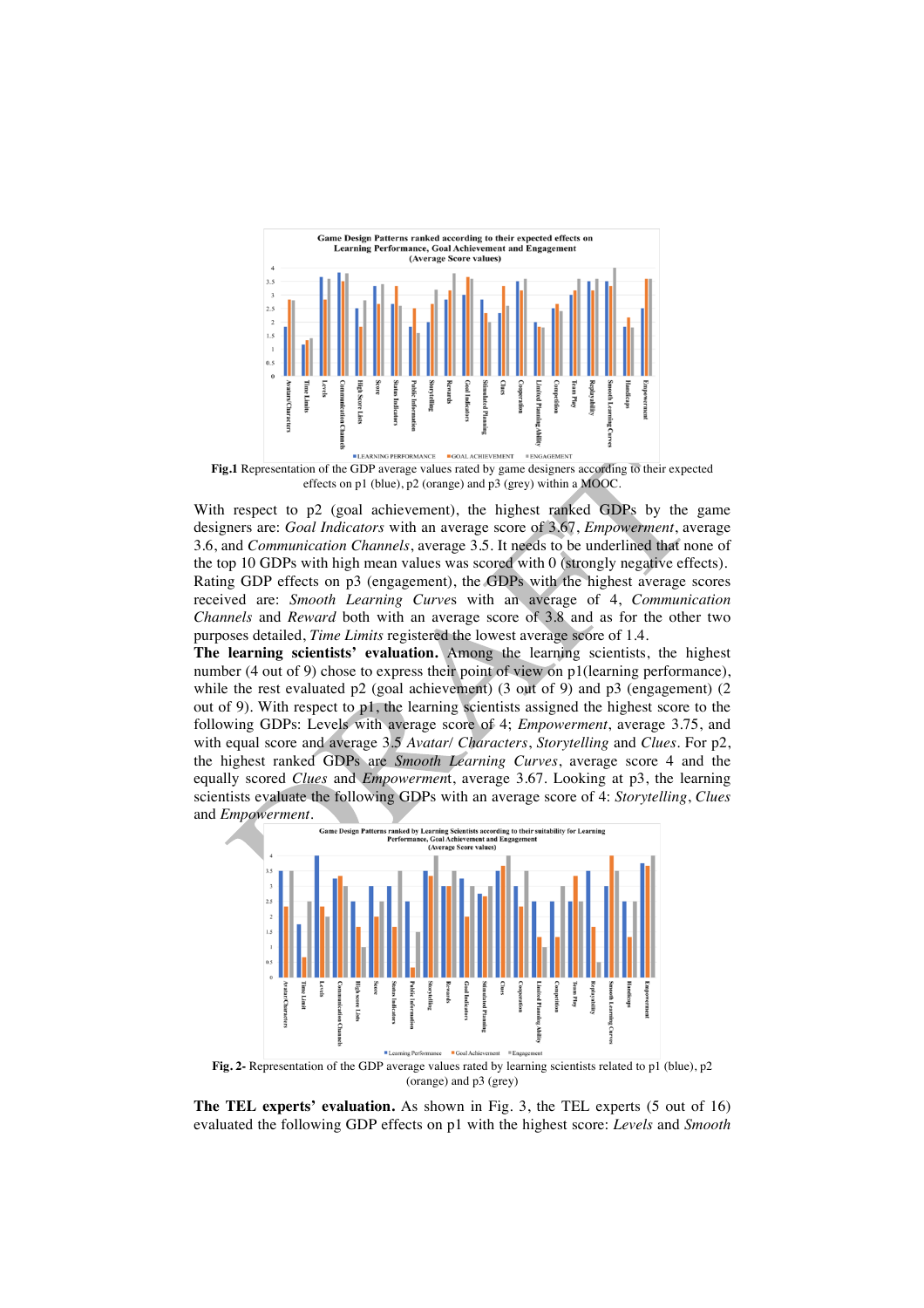**Fig.1** Representation of the GDP average values rated by game designers according to their expected effects on p1 (blue), p2 (orange) and p3 (grey) within a MOOC.

With respect to p2 (goal achievement), the highest ranked GDPs by the game designers are: *Goal Indicators* with an average score of 3.67, *Empowerment*, average 3.6, and *Communication Channels*, average 3.5. It needs to be underlined that none of the top 10 GDPs with high mean values was scored with 0 (strongly negative effects). Rating GDP effects on p3 (engagement), the GDPs with the highest average scores received are: *Smooth Learning Curves* with an average of 4, *Communication Channels* and *Reward* both with an average score of 3.8 and as for the other two purposes detailed, *Time Limits* registered the lowest average score of 1.4.

**The learning scientists' evaluation.** Among the learning scientists, the highest number (4 out of 9) chose to express their point of view on p1(learning performance), while the rest evaluated p2 (goal achievement) (3 out of 9) and p3 (engagement) (2 out of 9). With respect to p1, the learning scientists assigned the highest score to the following GDPs: Levels with average score of 4; *Empowerment*, average 3.75, and with equal score and average 3.5 *Avatar/ Characters*, *Storytelling* and *Clues*. For p2, the highest ranked GDPs are *Smooth Learning Curves*, average score 4 and the equally scored *Clues* and *Empowerment*, average 3.67. Looking at p3, the learning scientists evaluate the following GDPs with an average score of 4: *Storytelling*, *Clues* and *Empowerment*.

**Fig. 2-** Representation of the GDP average values rated by learning scientists related to p1 (blue), p2 (orange) and p3 (grey)

**The TEL experts' evaluation.** As shown in Fig. 3, the TEL experts (5 out of 16) evaluated the following GDP effects on p1 with the highest score: *Levels* and *Smooth*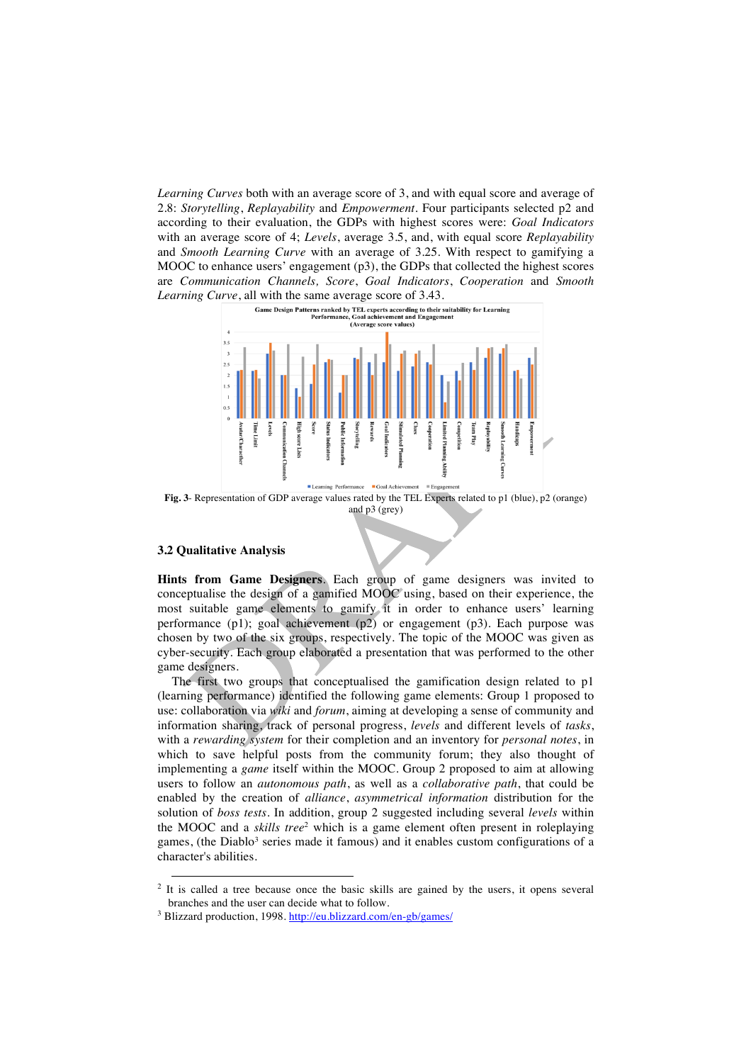*Learning Curves* both with an average score of 3, and with equal score and average of 2.8: *Storytelling*, *Replayability* and *Empowerment*. Four participants selected p2 and according to their evaluation, the GDPs with highest scores were: *Goal Indicators* with an average score of 4; *Levels*, average 3.5, and, with equal score *Replayability* and *Smooth Learning Curve* with an average of 3.25. With respect to gamifying a MOOC to enhance users' engagement (p3), the GDPs that collected the highest scores are *Communication Channels, Score*, *Goal Indicators*, *Cooperation* and *Smooth Learning Curve*, all with the same average score of 3.43.

**Fig. 3**- Representation of GDP average values rated by the TEL Experts related to p1 (blue), p2 (orange) and p3 (grey)

### 3.2 Qualitative Analysis

**Hints from Game Designers**. Each group of game designers was invited to conceptualise the design of a gamified MOOC using, based on their experience, the most suitable game elements to gamify it in order to enhance users' learning performance (p1); goal achievement (p2) or engagement (p3). Each purpose was chosen by two of the six groups, respectively. The topic of the MOOC was given as cyber-security. Each group elaborated a presentation that was performed to the other game designers.

The first two groups that conceptualised the gamification design related to p1 (learning performance) identified the following game elements: Group 1 proposed to use: collaboration via *wiki* and *forum*, aiming at developing a sense of community and information sharing, track of personal progress, *levels* and different levels of *tasks*, with a *rewarding system* for their completion and an inventory for *personal notes*, in which to save helpful posts from the community forum; they also thought of implementing a *game* itself within the MOOC. Group 2 proposed to aim at allowing users to follow an *autonomous path*, as well as a *collaborative path*, that could be enabled by the creation of *alliance*, *asymmetrical information* distribution for the solution of *boss tests*. In addition, group 2 suggested including several *levels* within the MOOC and a *skills tree*[2] which is a game element often present in roleplaying games, (the Diablo[3] series made it famous) and it enables custom configurations of a character's abilities.

---

[2] It is called a tree because once the basic skills are gained by the users, it opens several branches and the user can decide what to follow.

[3] Blizzard production, 1998. http://eu.blizzard.com/en-gb/games/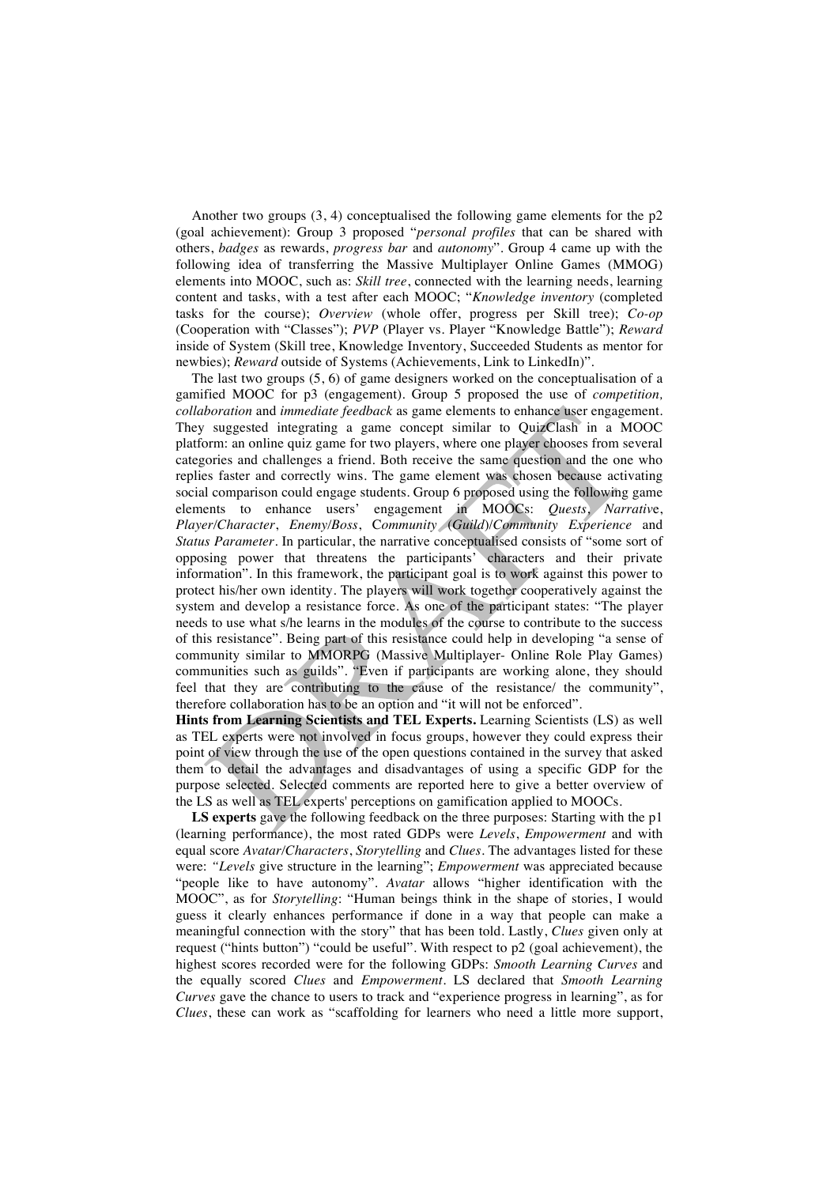Another two groups (3, 4) conceptualised the following game elements for the p2 (goal achievement): Group 3 proposed "*personal profiles* that can be shared with others, *badges* as rewards, *progress bar* and *autonomy*". Group 4 came up with the following idea of transferring the Massive Multiplayer Online Games (MMOG) elements into MOOC, such as: *Skill tree*, connected with the learning needs, learning content and tasks, with a test after each MOOC; "*Knowledge inventory* (completed tasks for the course); *Overview* (whole offer, progress per Skill tree); *Co-op* (Cooperation with "Classes"); *PVP* (Player vs. Player "Knowledge Battle"); *Reward* inside of System (Skill tree, Knowledge Inventory, Succeeded Students as mentor for newbies); *Reward* outside of Systems (Achievements, Link to LinkedIn)".

The last two groups (5, 6) of game designers worked on the conceptualisation of a gamified MOOC for p3 (engagement). Group 5 proposed the use of *competition, collaboration* and *immediate feedback* as game elements to enhance user engagement. They suggested integrating a game concept similar to QuizClash in a MOOC platform: an online quiz game for two players, where one player chooses from several categories and challenges a friend. Both receive the same question and the one who replies faster and correctly wins. The game element was chosen because activating social comparison could engage students. Group 6 proposed using the following game elements to enhance users' engagement in MOOCs: *Quests*, *Narrative*, *Player/Character*, *Enemy/Boss*, *Community (Guild)/Community Experience* and *Status Parameter*. In particular, the narrative conceptualised consists of "some sort of opposing power that threatens the participants' characters and their private information". In this framework, the participant goal is to work against this power to protect his/her own identity. The players will work together cooperatively against the system and develop a resistance force. As one of the participant states: "The player needs to use what s/he learns in the modules of the course to contribute to the success of this resistance". Being part of this resistance could help in developing "a sense of community similar to MMORPG (Massive Multiplayer- Online Role Play Games) communities such as guilds". "Even if participants are working alone, they should feel that they are contributing to the cause of the resistance/ the community", therefore collaboration has to be an option and "it will not be enforced".

**Hints from Learning Scientists and TEL Experts.** Learning Scientists (LS) as well as TEL experts were not involved in focus groups, however they could express their point of view through the use of the open questions contained in the survey that asked them to detail the advantages and disadvantages of using a specific GDP for the purpose selected. Selected comments are reported here to give a better overview of the LS as well as TEL experts' perceptions on gamification applied to MOOCs.

**LS experts** gave the following feedback on the three purposes: Starting with the p1 (learning performance), the most rated GDPs were *Levels*, *Empowerment* and with equal score *Avatar/Characters*, *Storytelling* and *Clues*. The advantages listed for these were: *"Levels* give structure in the learning"; *Empowerment* was appreciated because "people like to have autonomy". *Avatar* allows "higher identification with the MOOC", as for *Storytelling*: "Human beings think in the shape of stories, I would guess it clearly enhances performance if done in a way that people can make a meaningful connection with the story" that has been told. Lastly, *Clues* given only at request ("hints button") "could be useful". With respect to p2 (goal achievement), the highest scores recorded were for the following GDPs: *Smooth Learning Curves* and the equally scored *Clues* and *Empowerment*. LS declared that *Smooth Learning Curves* gave the chance to users to track and "experience progress in learning", as for *Clues*, these can work as "scaffolding for learners who need a little more support,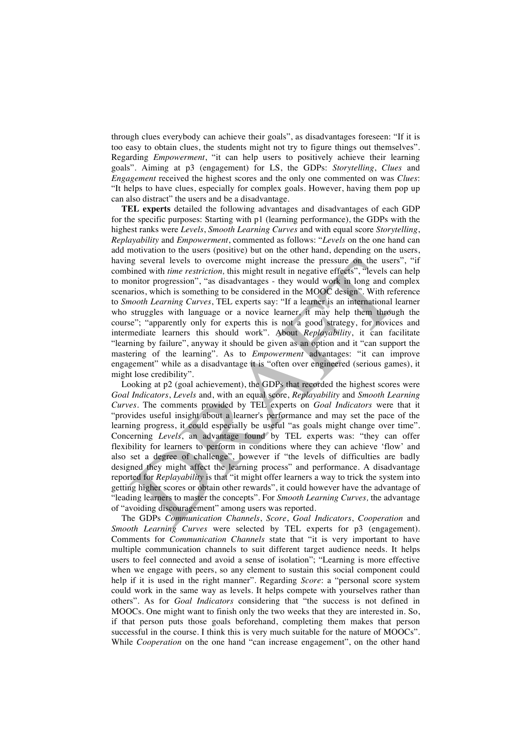through clues everybody can achieve their goals", as disadvantages foreseen: "If it is too easy to obtain clues, the students might not try to figure things out themselves". Regarding *Empowerment*, "it can help users to positively achieve their learning goals". Aiming at p3 (engagement) for LS, the GDPs: *Storytelling*, *Clues* and *Engagement* received the highest scores and the only one commented on was *Clues*: "It helps to have clues, especially for complex goals. However, having them pop up can also distract" the users and be a disadvantage.

**TEL experts** detailed the following advantages and disadvantages of each GDP for the specific purposes: Starting with p1 (learning performance), the GDPs with the highest ranks were *Levels*, *Smooth Learning Curves* and with equal score *Storytelling*, *Replayability* and *Empowerment*, commented as follows: "*Levels* on the one hand can add motivation to the users (positive) but on the other hand, depending on the users, having several levels to overcome might increase the pressure on the users", "if combined with *time restriction,* this might result in negative effects", "levels can help to monitor progression", "as disadvantages - they would work in long and complex scenarios, which is something to be considered in the MOOC design". With reference to *Smooth Learning Curves*, TEL experts say: "If a learner is an international learner who struggles with language or a novice learner, it may help them through the course"; "apparently only for experts this is not a good strategy, for novices and intermediate learners this should work". About *Replayability*, it can facilitate "learning by failure", anyway it should be given as an option and it "can support the mastering of the learning". As to *Empowerment* advantages: "it can improve engagement" while as a disadvantage it is "often over engineered (serious games), it might lose credibility".

Looking at p2 (goal achievement), the GDPs that recorded the highest scores were *Goal Indicators*, *Levels* and, with an equal score, *Replayability* and *Smooth Learning Curves*. The comments provided by TEL experts on *Goal Indicators* were that it "provides useful insight about a learner's performance and may set the pace of the learning progress, it could especially be useful "as goals might change over time". Concerning *Levels*, an advantage found by TEL experts was: "they can offer flexibility for learners to perform in conditions where they can achieve 'flow' and also set a degree of challenge", however if "the levels of difficulties are badly designed they might affect the learning process" and performance. A disadvantage reported for *Replayability* is that "it might offer learners a way to trick the system into getting higher scores or obtain other rewards", it could however have the advantage of "leading learners to master the concepts". For *Smooth Learning Curves,* the advantage of "avoiding discouragement" among users was reported.

The GDPs *Communication Channels*, *Score*, *Goal Indicators*, *Cooperation* and *Smooth Learning Curves* were selected by TEL experts for p3 (engagement). Comments for *Communication Channels* state that "it is very important to have multiple communication channels to suit different target audience needs. It helps users to feel connected and avoid a sense of isolation"; "Learning is more effective when we engage with peers, so any element to sustain this social component could help if it is used in the right manner". Regarding *Score*: a "personal score system could work in the same way as levels. It helps compete with yourselves rather than others". As for *Goal Indicators* considering that "the success is not defined in MOOCs. One might want to finish only the two weeks that they are interested in. So, if that person puts those goals beforehand, completing them makes that person successful in the course. I think this is very much suitable for the nature of MOOCs". While *Cooperation* on the one hand "can increase engagement", on the other hand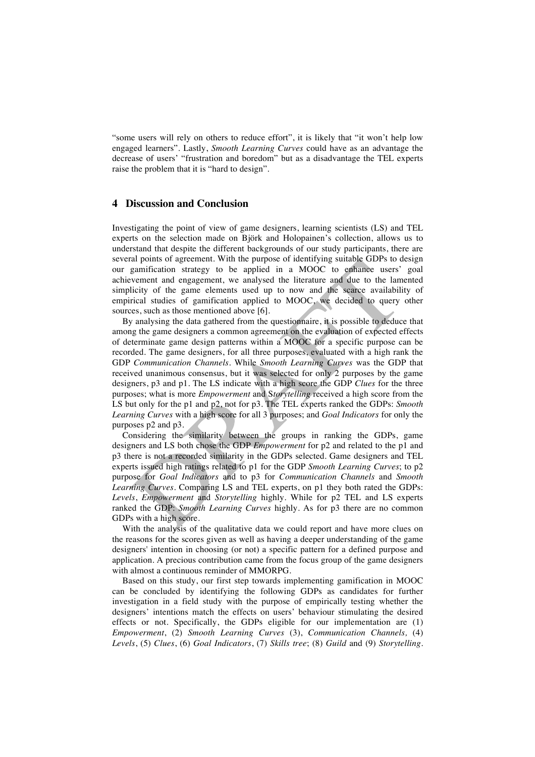"some users will rely on others to reduce effort", it is likely that "it won't help low engaged learners". Lastly, *Smooth Learning Curves* could have as an advantage the decrease of users' "frustration and boredom" but as a disadvantage the TEL experts raise the problem that it is "hard to design".

## 4 Discussion and Conclusion

Investigating the point of view of game designers, learning scientists (LS) and TEL experts on the selection made on Björk and Holopainen's collection, allows us to understand that despite the different backgrounds of our study participants, there are several points of agreement. With the purpose of identifying suitable GDPs to design our gamification strategy to be applied in a MOOC to enhance users' goal achievement and engagement, we analysed the literature and due to the lamented simplicity of the game elements used up to now and the scarce availability of empirical studies of gamification applied to MOOC, we decided to query other sources, such as those mentioned above [6].

By analysing the data gathered from the questionnaire, it is possible to deduce that among the game designers a common agreement on the evaluation of expected effects of determinate game design patterns within a MOOC for a specific purpose can be recorded. The game designers, for all three purposes, evaluated with a high rank the GDP *Communication Channels*. While *Smooth Learning Curves* was the GDP that received unanimous consensus, but it was selected for only 2 purposes by the game designers, p3 and p1. The LS indicate with a high score the GDP *Clues* for the three purposes; what is more *Empowerment* and S*torytelling* received a high score from the LS but only for the p1 and p2, not for p3. The TEL experts ranked the GDPs: *Smooth Learning Curves* with a high score for all 3 purposes; and *Goal Indicators* for only the purposes p2 and p3.

Considering the similarity between the groups in ranking the GDPs, game designers and LS both chose the GDP *Empowerment* for p2 and related to the p1 and p3 there is not a recorded similarity in the GDPs selected. Game designers and TEL experts issued high ratings related to p1 for the GDP *Smooth Learning Curves*; to p2 purpose for *Goal Indicators* and to p3 for *Communication Channels* and *Smooth Learning Curves*. Comparing LS and TEL experts, on p1 they both rated the GDPs: *Levels*, *Empowerment* and *Storytelling* highly. While for p2 TEL and LS experts ranked the GDP: *Smooth Learning Curves* highly. As for p3 there are no common GDPs with a high score.

With the analysis of the qualitative data we could report and have more clues on the reasons for the scores given as well as having a deeper understanding of the game designers' intention in choosing (or not) a specific pattern for a defined purpose and application. A precious contribution came from the focus group of the game designers with almost a continuous reminder of MMORPG.

Based on this study, our first step towards implementing gamification in MOOC can be concluded by identifying the following GDPs as candidates for further investigation in a field study with the purpose of empirically testing whether the designers' intentions match the effects on users' behaviour stimulating the desired effects or not. Specifically, the GDPs eligible for our implementation are (1) *Empowerment*, (2) *Smooth Learning Curves* (3), *Communication Channels,* (4) *Levels*, (5) *Clues*, (6) *Goal Indicators*, (7) *Skills tree*; (8) *Guild* and (9) *Storytelling*.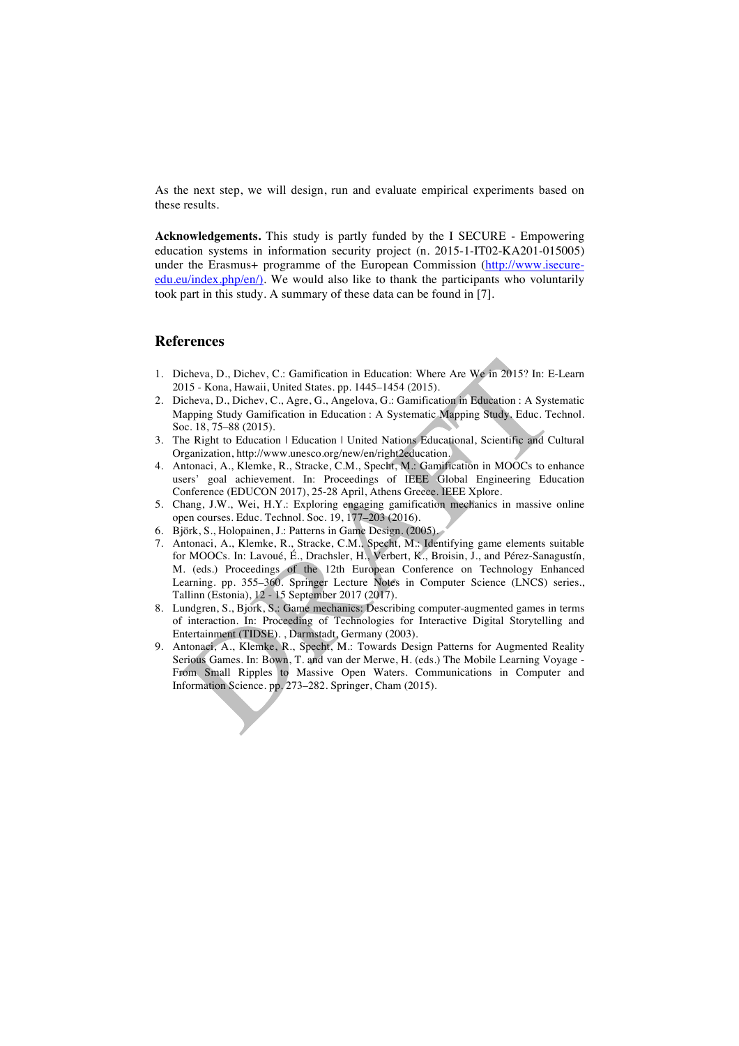As the next step, we will design, run and evaluate empirical experiments based on these results.

**Acknowledgements.** This study is partly funded by the I SECURE - Empowering education systems in information security project (n. 2015-1-IT02-KA201-015005) under the Erasmus+ programme of the European Commission (http://www.isecure-edu.eu/index.php/en/). We would also like to thank the participants who voluntarily took part in this study. A summary of these data can be found in [7].

## References

1. Dicheva, D., Dichev, C.: Gamification in Education: Where Are We in 2015? In: E-Learn 2015 - Kona, Hawaii, United States. pp. 1445–1454 (2015).
2. Dicheva, D., Dichev, C., Agre, G., Angelova, G.: Gamification in Education : A Systematic Mapping Study Gamification in Education : A Systematic Mapping Study. Educ. Technol. Soc. 18, 75–88 (2015).
3. The Right to Education | Education | United Nations Educational, Scientific and Cultural Organization, http://www.unesco.org/new/en/right2education.
4. Antonaci, A., Klemke, R., Stracke, C.M., Specht, M.: Gamification in MOOCs to enhance users' goal achievement. In: Proceedings of IEEE Global Engineering Education Conference (EDUCON 2017), 25-28 April, Athens Greece. IEEE Xplore.
5. Chang, J.W., Wei, H.Y.: Exploring engaging gamification mechanics in massive online open courses. Educ. Technol. Soc. 19, 177–203 (2016).
6. Björk, S., Holopainen, J.: Patterns in Game Design. (2005).
7. Antonaci, A., Klemke, R., Stracke, C.M., Specht, M.: Identifying game elements suitable for MOOCs. In: Lavoué, É., Drachsler, H., Verbert, K., Broisin, J., and Pérez-Sanagustín, M. (eds.) Proceedings of the 12th European Conference on Technology Enhanced Learning. pp. 355–360. Springer Lecture Notes in Computer Science (LNCS) series., Tallinn (Estonia), 12 - 15 September 2017 (2017).
8. Lundgren, S., Bjork, S.: Game mechanics: Describing computer-augmented games in terms of interaction. In: Proceeding of Technologies for Interactive Digital Storytelling and Entertainment (TIDSE). , Darmstadt, Germany (2003).
9. Antonaci, A., Klemke, R., Specht, M.: Towards Design Patterns for Augmented Reality Serious Games. In: Bown, T. and van der Merwe, H. (eds.) The Mobile Learning Voyage - From Small Ripples to Massive Open Waters. Communications in Computer and Information Science. pp. 273–282. Springer, Cham (2015).